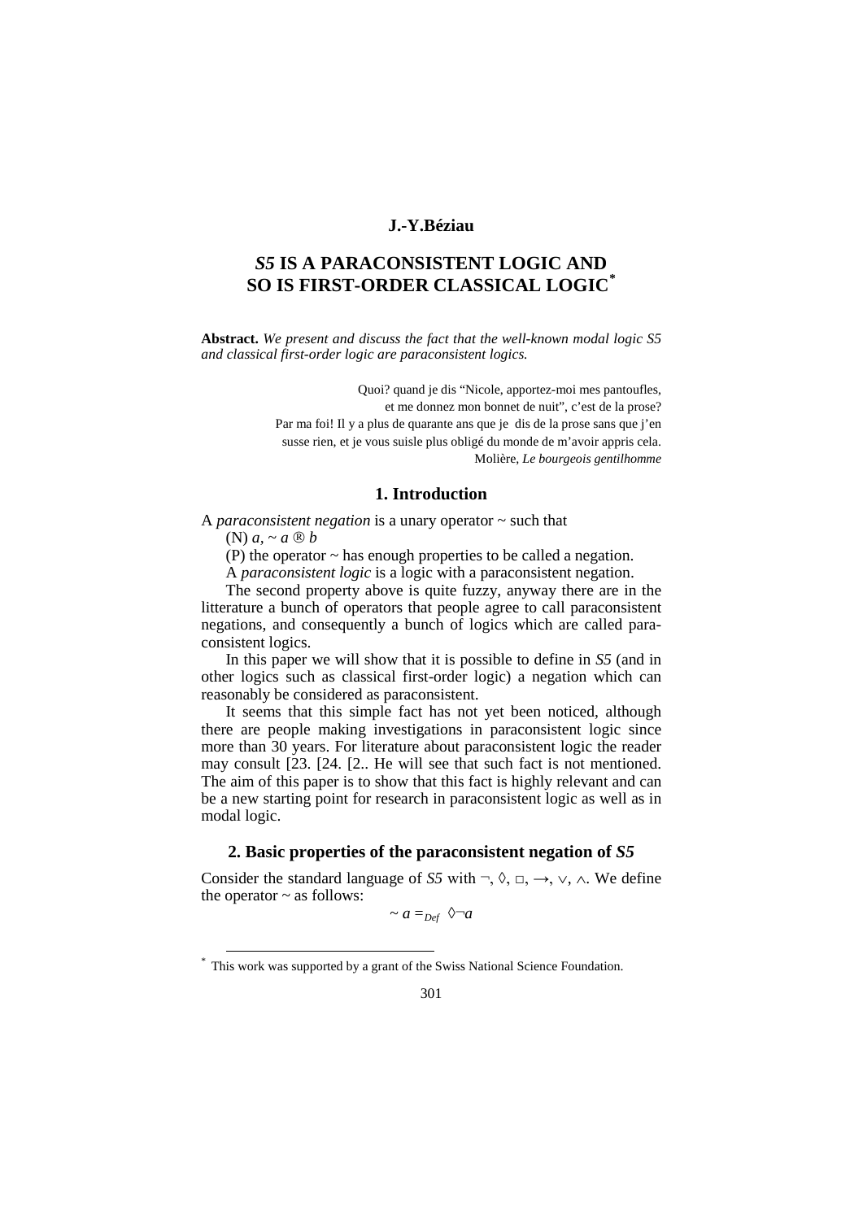**J.-Y.Béziau**

# *S5* IS A PARACONSISTENT LOGIC AND SO IS FIRST-ORDER CLASSICAL LOGIC*

**Abstract.** *We present and discuss the fact that the well-known modal logic S5 and classical first-order logic are paraconsistent logics.*

> Quoi? quand je dis "Nicole, apportez-moi mes pantoufles,
> et me donnez mon bonnet de nuit", c'est de la prose?
> Par ma foi! Il y a plus de quarante ans que je dis de la prose sans que j'en
> susse rien, et je vous suisle plus obligé du monde de m'avoir appris cela.
> Molière, *Le bourgeois gentilhomme*

## 1. Introduction

A *paraconsistent negation* is a unary operator ~ such that

(N) $a, \sim a \not\vdash b$

(P) the operator ~ has enough properties to be called a negation.

A *paraconsistent logic* is a logic with a paraconsistent negation.

The second property above is quite fuzzy, anyway there are in the litterature a bunch of operators that people agree to call paraconsistent negations, and consequently a bunch of logics which are called paraconsistent logics.

In this paper we will show that it is possible to define in *S5* (and in other logics such as classical first-order logic) a negation which can reasonably be considered as paraconsistent.

It seems that this simple fact has not yet been noticed, although there are people making investigations in paraconsistent logic since more than 30 years. For literature about paraconsistent logic the reader may consult [23. [24. [2.. He will see that such fact is not mentioned. The aim of this paper is to show that this fact is highly relevant and can be a new starting point for research in paraconsistent logic as well as in modal logic.

## 2. Basic properties of the paraconsistent negation of *S5*

Consider the standard language of *S5* with $\neg, \Diamond, \Box, \rightarrow, \vee, \wedge$. We define the operator ~ as follows:

$$\sim a =_{Def} \Diamond\neg a$$

* This work was supported by a grant of the Swiss National Science Foundation.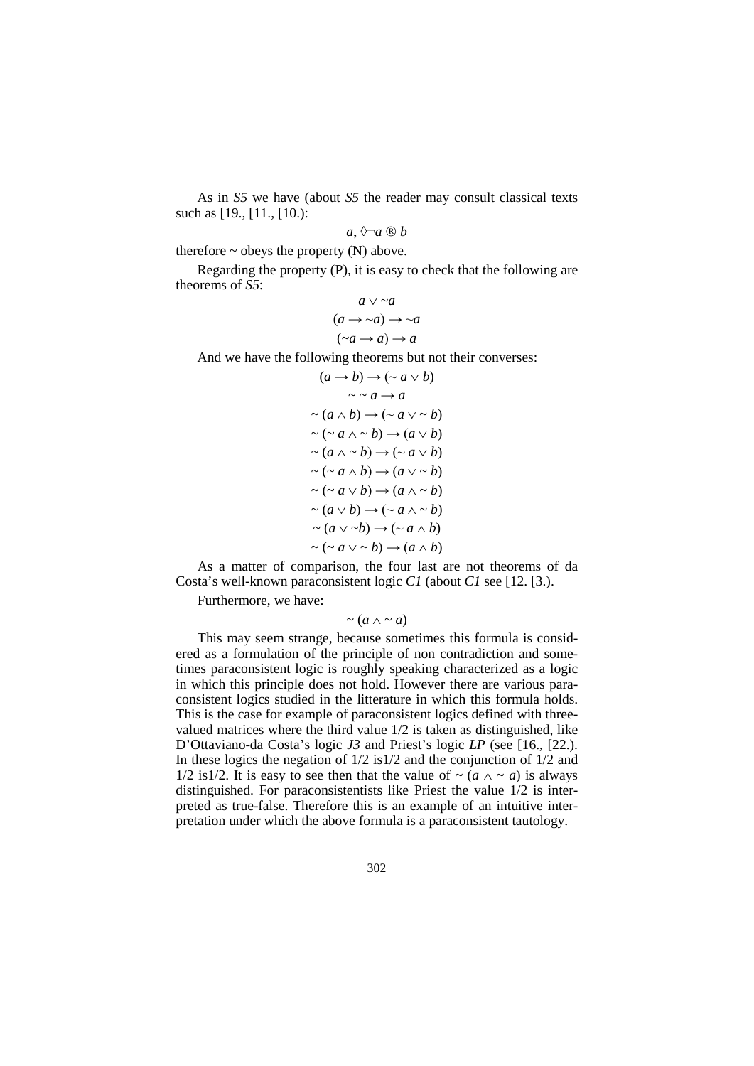As in *S5* we have (about *S5* the reader may consult classical texts such as [19., [11., [10.):

$$a, \Diamond\neg a ® b$$

therefore ~ obeys the property (N) above.

Regarding the property (P), it is easy to check that the following are theorems of *S5*:

$$a \vee \sim a$$

$$(a \rightarrow \sim a) \rightarrow \sim a$$

$$(\sim a \rightarrow a) \rightarrow a$$

And we have the following theorems but not their converses:

$$(a \rightarrow b) \rightarrow (\sim a \vee b)$$

$$\sim\sim a \rightarrow a$$

$$\sim (a \wedge b) \rightarrow (\sim a \vee \sim b)$$

$$\sim (\sim a \wedge \sim b) \rightarrow (a \vee b)$$

$$\sim (a \wedge \sim b) \rightarrow (\sim a \vee b)$$

$$\sim (\sim a \wedge b) \rightarrow (a \vee \sim b)$$

$$\sim (\sim a \vee b) \rightarrow (a \wedge \sim b)$$

$$\sim (a \vee b) \rightarrow (\sim a \wedge \sim b)$$

$$\sim (a \vee \sim b) \rightarrow (\sim a \wedge b)$$

$$\sim (\sim a \vee \sim b) \rightarrow (a \wedge b)$$

As a matter of comparison, the four last are not theorems of da Costa's well-known paraconsistent logic *C1* (about *C1* see [12. [3.).

Furthermore, we have:

$$\sim (a \wedge \sim a)$$

This may seem strange, because sometimes this formula is considered as a formulation of the principle of non contradiction and sometimes paraconsistent logic is roughly speaking characterized as a logic in which this principle does not hold. However there are various paraconsistent logics studied in the litterature in which this formula holds. This is the case for example of paraconsistent logics defined with three-valued matrices where the third value 1/2 is taken as distinguished, like D'Ottaviano-da Costa's logic *J3* and Priest's logic *LP* (see [16., [22.). In these logics the negation of 1/2 is1/2 and the conjunction of 1/2 and 1/2 is1/2. It is easy to see then that the value of $\sim (a \wedge \sim a)$ is always distinguished. For paraconsistentists like Priest the value 1/2 is interpreted as true-false. Therefore this is an example of an intuitive interpretation under which the above formula is a paraconsistent tautology.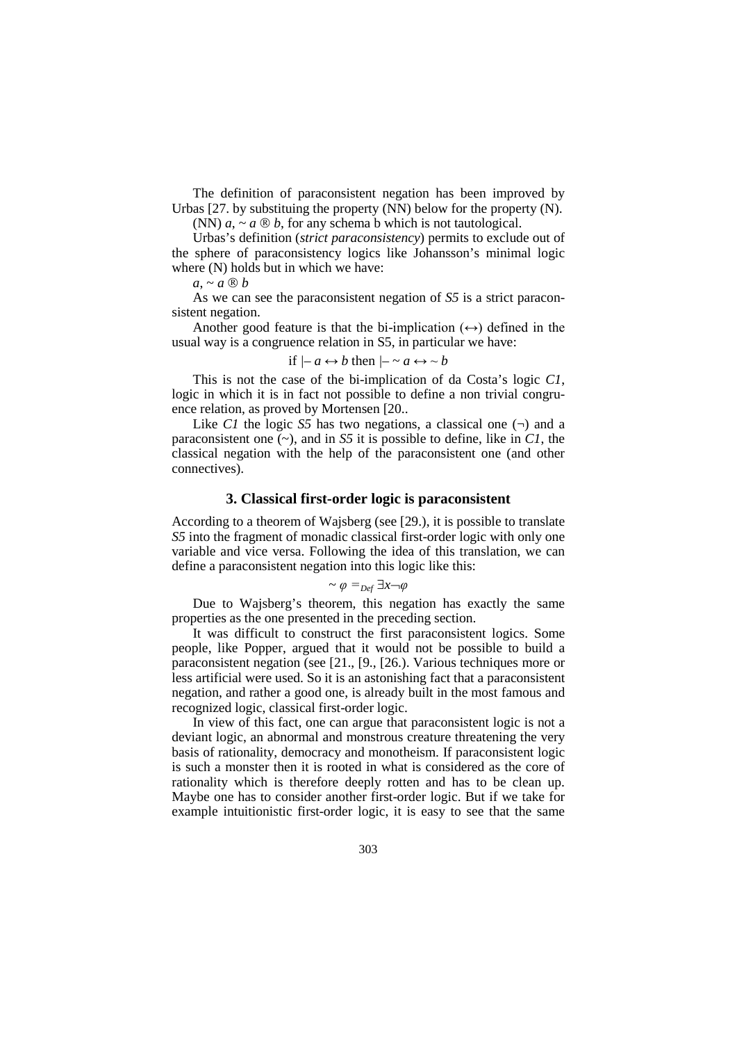The definition of paraconsistent negation has been improved by Urbas [27. by substituing the property (NN) below for the property (N).

(NN) $a, \sim a$ ® $b$, for any schema b which is not tautological.

Urbas's definition (*strict paraconsistency*) permits to exclude out of the sphere of paraconsistency logics like Johansson's minimal logic where (N) holds but in which we have:

$a, \sim a$ ® $b$

As we can see the paraconsistent negation of *S5* is a strict paraconsistent negation.

Another good feature is that the bi-implication ($\leftrightarrow$) defined in the usual way is a congruence relation in S5, in particular we have:

$$\text{if } \vdash a \leftrightarrow b \text{ then } \vdash \sim a \leftrightarrow \sim b$$

This is not the case of the bi-implication of da Costa's logic *C1*, logic in which it is in fact not possible to define a non trivial congruence relation, as proved by Mortensen [20..

Like *C1* the logic *S5* has two negations, a classical one ($\neg$) and a paraconsistent one ($\sim$), and in *S5* it is possible to define, like in *C1*, the classical negation with the help of the paraconsistent one (and other connectives).

## 3. Classical first-order logic is paraconsistent

According to a theorem of Wajsberg (see [29.), it is possible to translate *S5* into the fragment of monadic classical first-order logic with only one variable and vice versa. Following the idea of this translation, we can define a paraconsistent negation into this logic like this:

$$\sim \varphi =_{Def} \exists x \neg \varphi$$

Due to Wajsberg's theorem, this negation has exactly the same properties as the one presented in the preceding section.

It was difficult to construct the first paraconsistent logics. Some people, like Popper, argued that it would not be possible to build a paraconsistent negation (see [21., [9., [26.). Various techniques more or less artificial were used. So it is an astonishing fact that a paraconsistent negation, and rather a good one, is already built in the most famous and recognized logic, classical first-order logic.

In view of this fact, one can argue that paraconsistent logic is not a deviant logic, an abnormal and monstrous creature threatening the very basis of rationality, democracy and monotheism. If paraconsistent logic is such a monster then it is rooted in what is considered as the core of rationality which is therefore deeply rotten and has to be clean up. Maybe one has to consider another first-order logic. But if we take for example intuitionistic first-order logic, it is easy to see that the same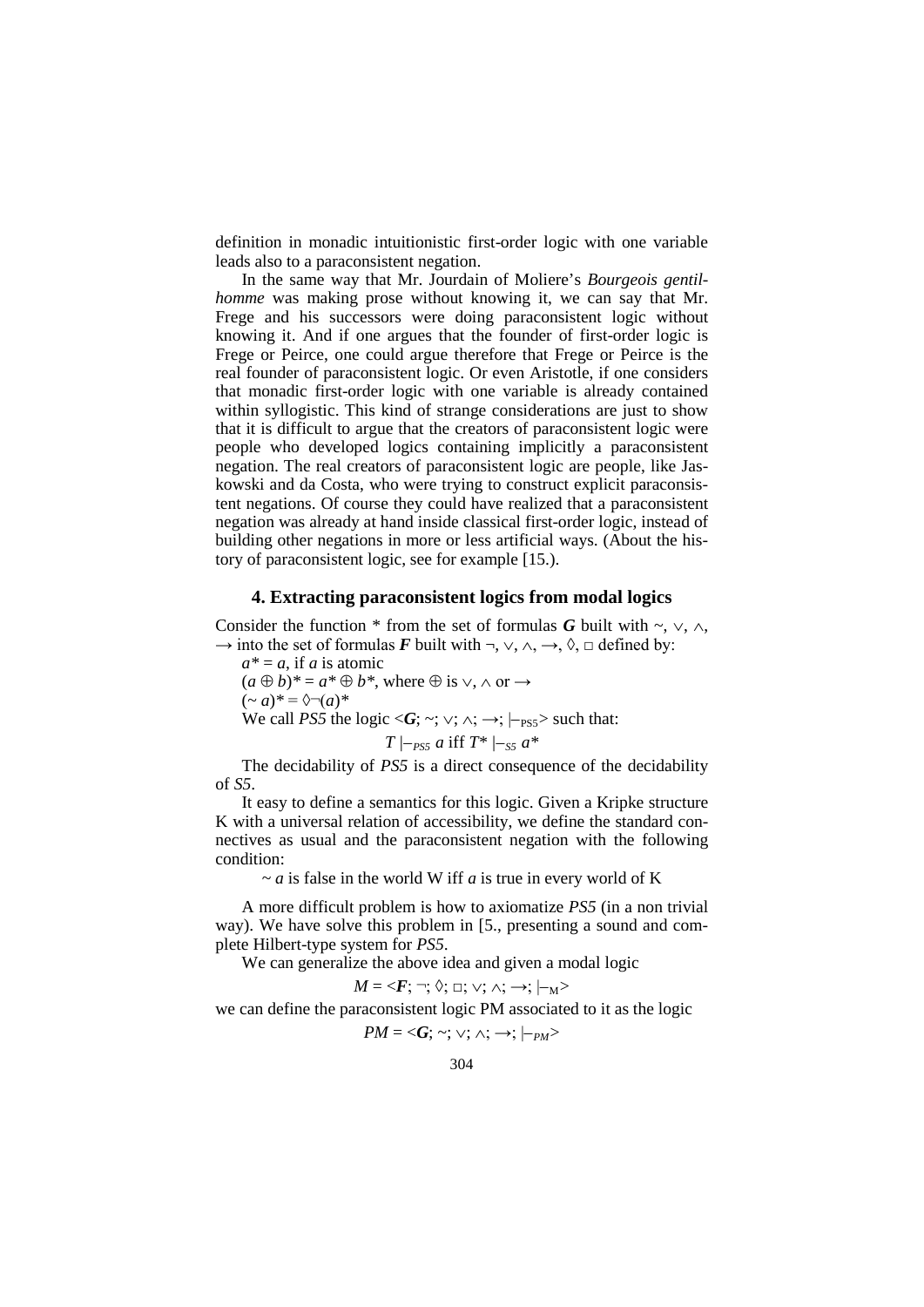definition in monadic intuitionistic first-order logic with one variable leads also to a paraconsistent negation.

In the same way that Mr. Jourdain of Moliere's *Bourgeois gentilhomme* was making prose without knowing it, we can say that Mr. Frege and his successors were doing paraconsistent logic without knowing it. And if one argues that the founder of first-order logic is Frege or Peirce, one could argue therefore that Frege or Peirce is the real founder of paraconsistent logic. Or even Aristotle, if one considers that monadic first-order logic with one variable is already contained within syllogistic. This kind of strange considerations are just to show that it is difficult to argue that the creators of paraconsistent logic were people who developed logics containing implicitly a paraconsistent negation. The real creators of paraconsistent logic are people, like Jaskowski and da Costa, who were trying to construct explicit paraconsistent negations. Of course they could have realized that a paraconsistent negation was already at hand inside classical first-order logic, instead of building other negations in more or less artificial ways. (About the history of paraconsistent logic, see for example [15.).

### 4. Extracting paraconsistent logics from modal logics

Consider the function * from the set of formulas $\boldsymbol{G}$ built with $\sim$, $\vee$, $\wedge$, $\rightarrow$ into the set of formulas $\boldsymbol{F}$ built with $\neg$, $\vee$, $\wedge$, $\rightarrow$, $\Diamond$, $\Box$ defined by:

$a^* = a$, if $a$ is atomic

$(a \oplus b)^* = a^* \oplus b^*$, where $\oplus$ is $\vee$, $\wedge$ or $\rightarrow$

$(\sim a)^* = \Diamond\neg(a)^*$

We call *PS5* the logic $<\boldsymbol{G}; \sim; \vee; \wedge; \rightarrow; \vdash_{PS5}>$ such that:

$$T \vdash_{PS5} a \text{ iff } T^* \vdash_{S5} a^*$$

The decidability of *PS5* is a direct consequence of the decidability of *S5*.

It easy to define a semantics for this logic. Given a Kripke structure K with a universal relation of accessibility, we define the standard connectives as usual and the paraconsistent negation with the following condition:

$\sim a$ is false in the world W iff $a$ is true in every world of K

A more difficult problem is how to axiomatize *PS5* (in a non trivial way). We have solve this problem in [5., presenting a sound and complete Hilbert-type system for *PS5*.

We can generalize the above idea and given a modal logic

$$M = <\boldsymbol{F}; \neg; \Diamond; \Box; \vee; \wedge; \rightarrow; \vdash_{M}>$$

we can define the paraconsistent logic PM associated to it as the logic

$$PM = <\boldsymbol{G}; \sim; \vee; \wedge; \rightarrow; \vdash_{PM}>$$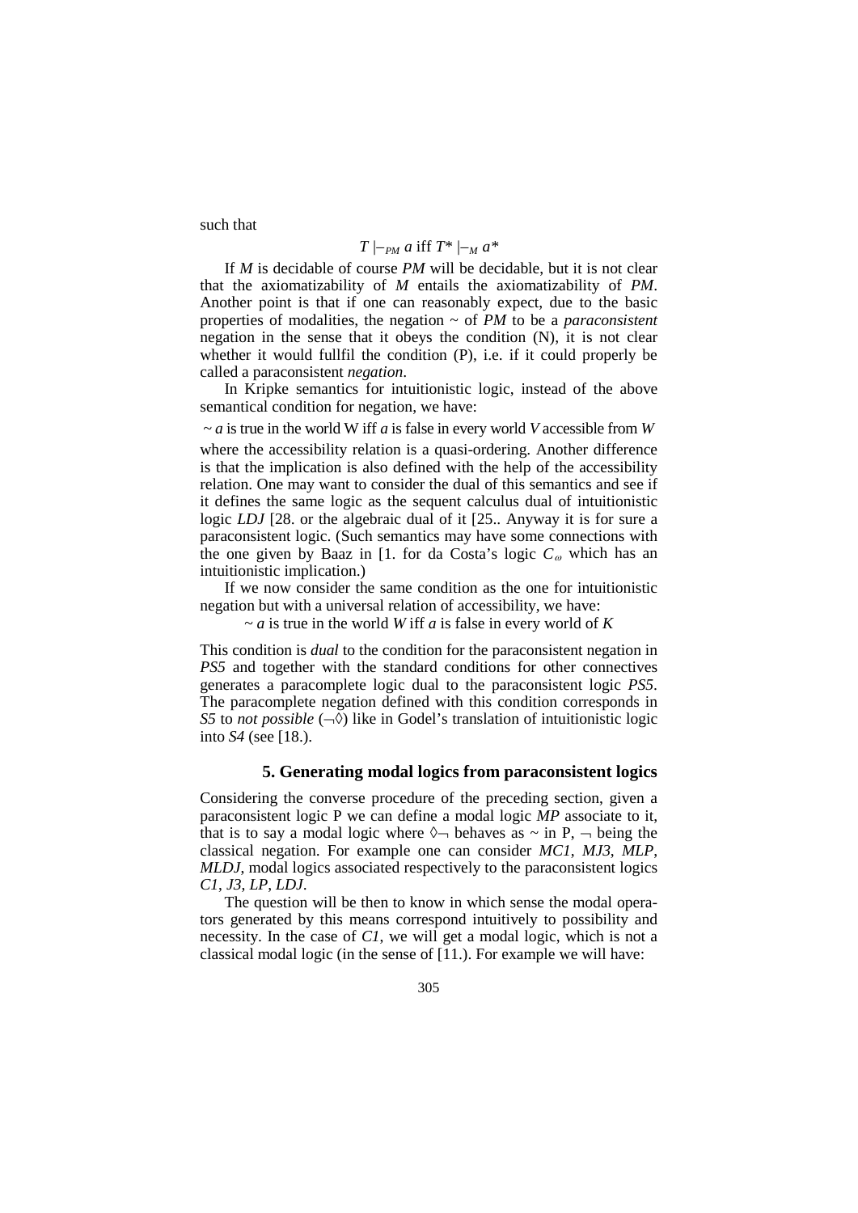such that

$$T \mid\!-_{PM}\ a \text{ iff } T^* \mid\!-_{M}\ a^*$$

If *M* is decidable of course *PM* will be decidable, but it is not clear that the axiomatizability of *M* entails the axiomatizability of *PM*. Another point is that if one can reasonably expect, due to the basic properties of modalities, the negation ~ of *PM* to be a *paraconsistent* negation in the sense that it obeys the condition (N), it is not clear whether it would fullfil the condition (P), i.e. if it could properly be called a paraconsistent *negation*.

In Kripke semantics for intuitionistic logic, instead of the above semantical condition for negation, we have:

~ *a* is true in the world W iff *a* is false in every world *V* accessible from *W*

where the accessibility relation is a quasi-ordering. Another difference is that the implication is also defined with the help of the accessibility relation. One may want to consider the dual of this semantics and see if it defines the same logic as the sequent calculus dual of intuitionistic logic *LDJ* [28. or the algebraic dual of it [25.. Anyway it is for sure a paraconsistent logic. (Such semantics may have some connections with the one given by Baaz in [1. for da Costa's logic $C_\omega$ which has an intuitionistic implication.)

If we now consider the same condition as the one for intuitionistic negation but with a universal relation of accessibility, we have:

~ *a* is true in the world *W* iff *a* is false in every world of *K*

This condition is *dual* to the condition for the paraconsistent negation in *PS5* and together with the standard conditions for other connectives generates a paracomplete logic dual to the paraconsistent logic *PS5*. The paracomplete negation defined with this condition corresponds in *S5* to *not possible* ($\neg\Diamond$) like in Godel's translation of intuitionistic logic into *S4* (see [18.).

## 5. Generating modal logics from paraconsistent logics

Considering the converse procedure of the preceding section, given a paraconsistent logic P we can define a modal logic *MP* associate to it, that is to say a modal logic where $\Diamond\neg$ behaves as ~ in P, $\neg$ being the classical negation. For example one can consider *MC1*, *MJ3*, *MLP*, *MLDJ*, modal logics associated respectively to the paraconsistent logics *C1*, *J3*, *LP*, *LDJ*.

The question will be then to know in which sense the modal operators generated by this means correspond intuitively to possibility and necessity. In the case of *C1*, we will get a modal logic, which is not a classical modal logic (in the sense of [11.). For example we will have: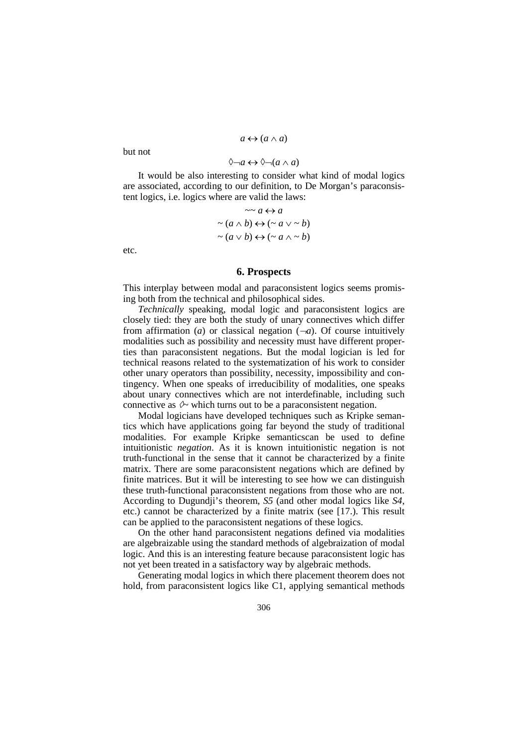$$a \leftrightarrow (a \wedge a)$$

but not

$$\Diamond\neg a \leftrightarrow \Diamond\neg(a \wedge a)$$

It would be also interesting to consider what kind of modal logics are associated, according to our definition, to De Morgan's paraconsistent logics, i.e. logics where are valid the laws:

$$\sim\sim a \leftrightarrow a$$

$$\sim (a \wedge b) \leftrightarrow (\sim a \vee \sim b)$$

$$\sim (a \vee b) \leftrightarrow (\sim a \wedge \sim b)$$

etc.

## 6. Prospects

This interplay between modal and paraconsistent logics seems promising both from the technical and philosophical sides.

*Technically* speaking, modal logic and paraconsistent logics are closely tied: they are both the study of unary connectives which differ from affirmation ($a$) or classical negation ($\neg a$). Of course intuitively modalities such as possibility and necessity must have different properties than paraconsistent negations. But the modal logician is led for technical reasons related to the systematization of his work to consider other unary operators than possibility, necessity, impossibility and contingency. When one speaks of irreducibility of modalities, one speaks about unary connectives which are not interdefinable, including such connective as $\Diamond\sim$ which turns out to be a paraconsistent negation.

Modal logicians have developed techniques such as Kripke semantics which have applications going far beyond the study of traditional modalities. For example Kripke semanticscan be used to define intuitionistic *negation*. As it is known intuitionistic negation is not truth-functional in the sense that it cannot be characterized by a finite matrix. There are some paraconsistent negations which are defined by finite matrices. But it will be interesting to see how we can distinguish these truth-functional paraconsistent negations from those who are not. According to Dugundji's theorem, *S5* (and other modal logics like *S4*, etc.) cannot be characterized by a finite matrix (see [17.). This result can be applied to the paraconsistent negations of these logics.

On the other hand paraconsistent negations defined via modalities are algebraizable using the standard methods of algebraization of modal logic. And this is an interesting feature because paraconsistent logic has not yet been treated in a satisfactory way by algebraic methods.

Generating modal logics in which there placement theorem does not hold, from paraconsistent logics like C1, applying semantical methods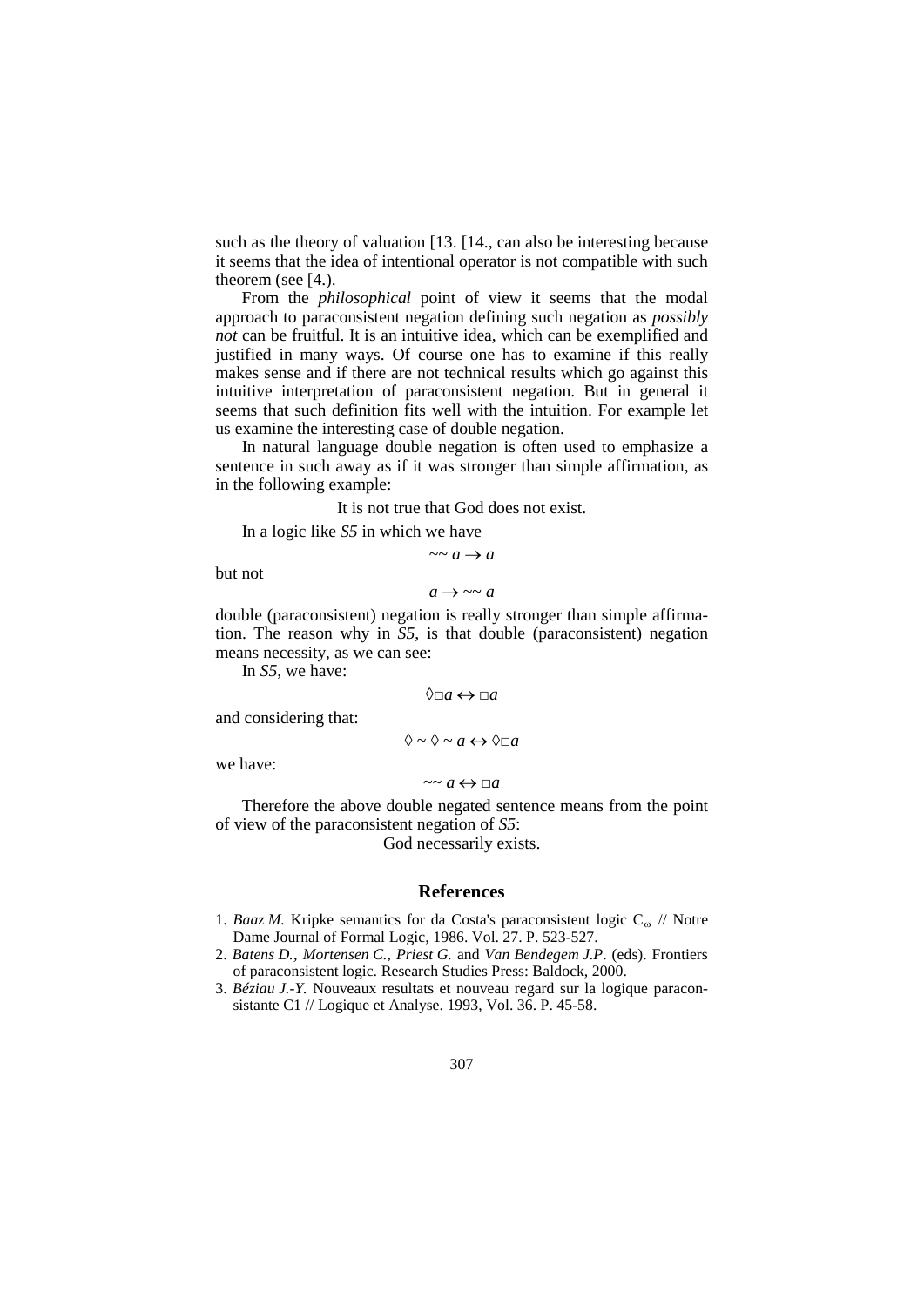such as the theory of valuation [13. [14., can also be interesting because it seems that the idea of intentional operator is not compatible with such theorem (see [4.).

From the *philosophical* point of view it seems that the modal approach to paraconsistent negation defining such negation as *possibly not* can be fruitful. It is an intuitive idea, which can be exemplified and justified in many ways. Of course one has to examine if this really makes sense and if there are not technical results which go against this intuitive interpretation of paraconsistent negation. But in general it seems that such definition fits well with the intuition. For example let us examine the interesting case of double negation.

In natural language double negation is often used to emphasize a sentence in such away as if it was stronger than simple affirmation, as in the following example:

It is not true that God does not exist.

In a logic like *S5* in which we have

$$\sim\sim a \rightarrow a$$

but not

$$a \rightarrow \sim\sim a$$

double (paraconsistent) negation is really stronger than simple affirmation. The reason why in *S5*, is that double (paraconsistent) negation means necessity, as we can see:

In *S5*, we have:

$$\Diamond\Box a \leftrightarrow \Box a$$

and considering that:

$$\Diamond \sim \Diamond \sim a \leftrightarrow \Diamond\Box a$$

we have:

$$\sim\sim a \leftrightarrow \Box a$$

Therefore the above double negated sentence means from the point of view of the paraconsistent negation of *S5*:

God necessarily exists.

## References

1. *Baaz M.* Kripke semantics for da Costa's paraconsistent logic $C_\omega$ // Notre Dame Journal of Formal Logic, 1986. Vol. 27. P. 523-527.
2. *Batens D., Mortensen C., Priest G.* and *Van Bendegem J.P.* (eds). Frontiers of paraconsistent logic. Research Studies Press: Baldock, 2000.
3. *Béziau J.-Y.* Nouveaux resultats et nouveau regard sur la logique paraconsistante C1 // Logique et Analyse. 1993, Vol. 36. P. 45-58.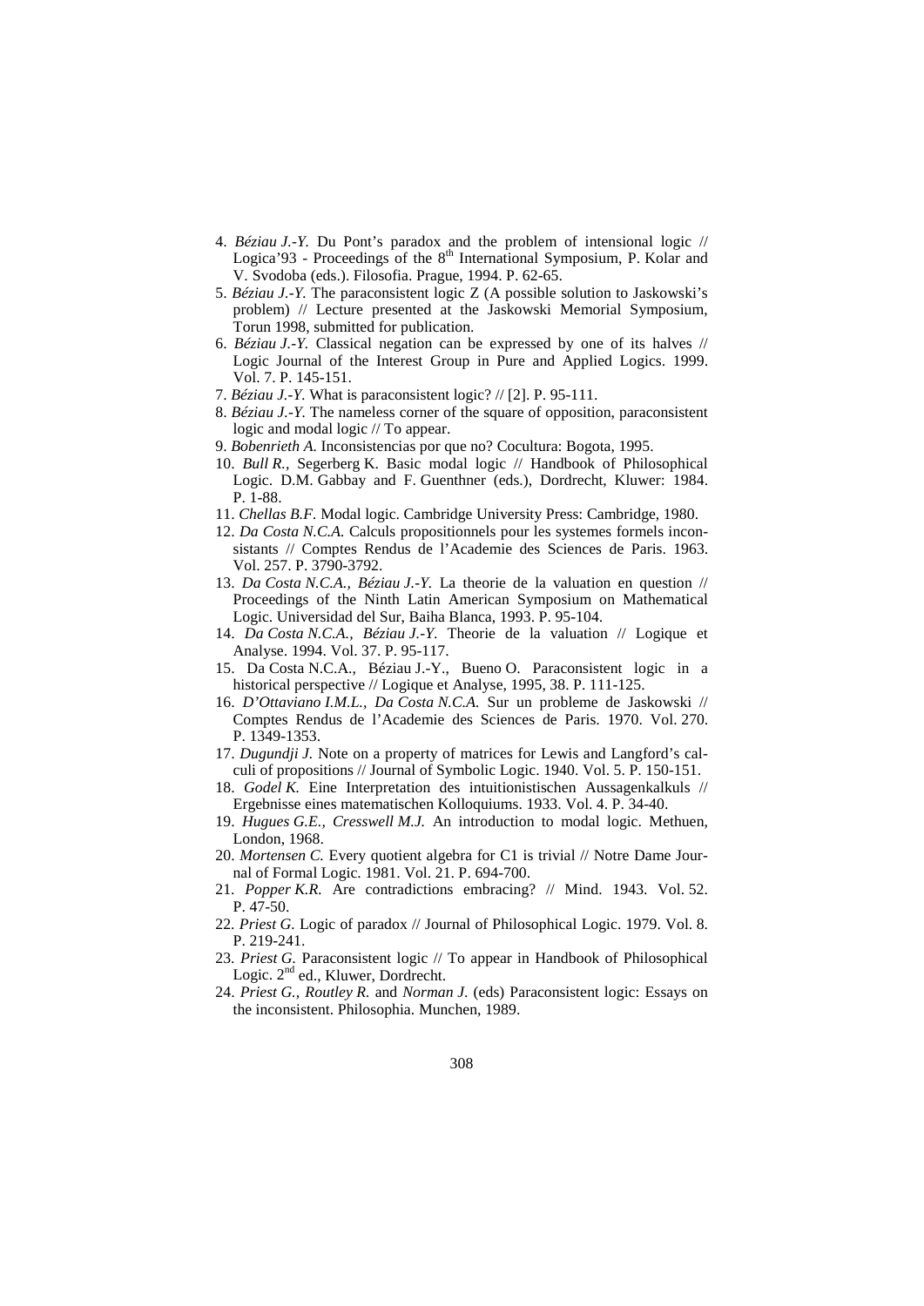4. *Béziau J.-Y.* Du Pont's paradox and the problem of intensional logic // Logica'93 - Proceedings of the 8th International Symposium, P. Kolar and V. Svodoba (eds.). Filosofia. Prague, 1994. P. 62-65.
5. *Béziau J.-Y.* The paraconsistent logic Z (A possible solution to Jaskowski's problem) // Lecture presented at the Jaskowski Memorial Symposium, Torun 1998, submitted for publication.
6. *Béziau J.-Y.* Classical negation can be expressed by one of its halves // Logic Journal of the Interest Group in Pure and Applied Logics. 1999. Vol. 7. P. 145-151.
7. *Béziau J.-Y.* What is paraconsistent logic? // [2]. P. 95-111.
8. *Béziau J.-Y.* The nameless corner of the square of opposition, paraconsistent logic and modal logic // To appear.
9. *Bobenrieth A.* Inconsistencias por que no? Cocultura: Bogota, 1995.
10. *Bull R.*, Segerberg K. Basic modal logic // Handbook of Philosophical Logic. D.M. Gabbay and F. Guenthner (eds.), Dordrecht, Kluwer: 1984. P. 1-88.
11. *Chellas B.F.* Modal logic. Cambridge University Press: Cambridge, 1980.
12. *Da Costa N.C.A.* Calculs propositionnels pour les systemes formels inconsistants // Comptes Rendus de l'Academie des Sciences de Paris. 1963. Vol. 257. P. 3790-3792.
13. *Da Costa N.C.A., Béziau J.-Y.* La theorie de la valuation en question // Proceedings of the Ninth Latin American Symposium on Mathematical Logic. Universidad del Sur, Baiha Blanca, 1993. P. 95-104.
14. *Da Costa N.C.A., Béziau J.-Y.* Theorie de la valuation // Logique et Analyse. 1994. Vol. 37. P. 95-117.
15. Da Costa N.C.A., Béziau J.-Y., Bueno O. Paraconsistent logic in a historical perspective // Logique et Analyse, 1995, 38. P. 111-125.
16. *D'Ottaviano I.M.L., Da Costa N.C.A.* Sur un probleme de Jaskowski // Comptes Rendus de l'Academie des Sciences de Paris. 1970. Vol. 270. P. 1349-1353.
17. *Dugundji J.* Note on a property of matrices for Lewis and Langford's calculi of propositions // Journal of Symbolic Logic. 1940. Vol. 5. P. 150-151.
18. *Godel K.* Eine Interpretation des intuitionistischen Aussagenkalkuls // Ergebnisse eines matematischen Kolloquiums. 1933. Vol. 4. P. 34-40.
19. *Hugues G.E., Cresswell M.J.* An introduction to modal logic. Methuen, London, 1968.
20. *Mortensen C.* Every quotient algebra for C1 is trivial // Notre Dame Journal of Formal Logic. 1981. Vol. 21. P. 694-700.
21. *Popper K.R.* Are contradictions embracing? // Mind. 1943. Vol. 52. P. 47-50.
22. *Priest G.* Logic of paradox // Journal of Philosophical Logic. 1979. Vol. 8. P. 219-241.
23. *Priest G.* Paraconsistent logic // To appear in Handbook of Philosophical Logic. 2nd ed., Kluwer, Dordrecht.
24. *Priest G., Routley R.* and *Norman J.* (eds) Paraconsistent logic: Essays on the inconsistent. Philosophia. Munchen, 1989.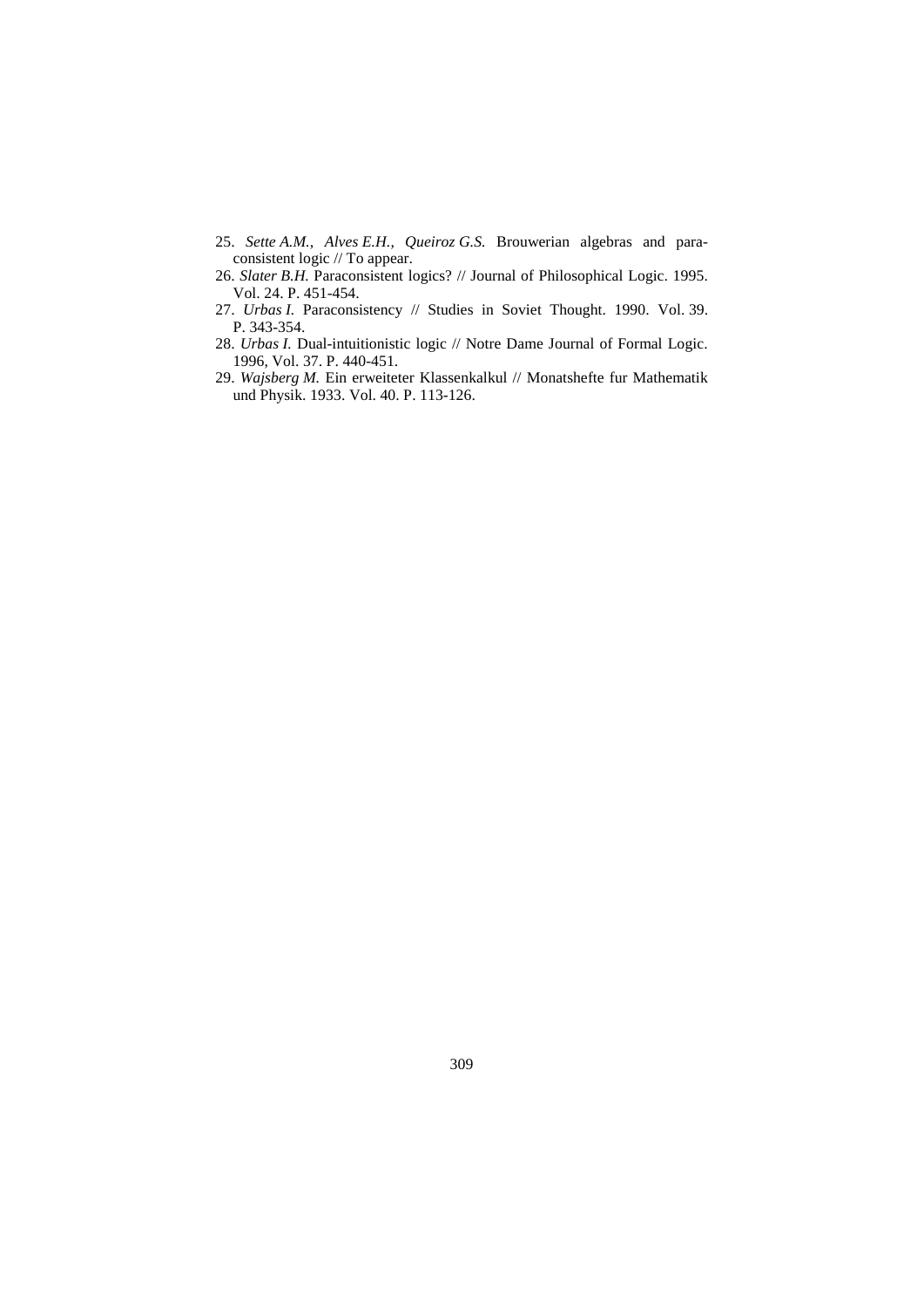25. *Sette A.M., Alves E.H., Queiroz G.S.* Brouwerian algebras and paraconsistent logic // To appear.
26. *Slater B.H.* Paraconsistent logics? // Journal of Philosophical Logic. 1995. Vol. 24. P. 451-454.
27. *Urbas I.* Paraconsistency // Studies in Soviet Thought. 1990. Vol. 39. P. 343-354.
28. *Urbas I.* Dual-intuitionistic logic // Notre Dame Journal of Formal Logic. 1996, Vol. 37. P. 440-451.
29. *Wajsberg M.* Ein erweiteter Klassenkalkul // Monatshefte fur Mathematik und Physik. 1933. Vol. 40. P. 113-126.